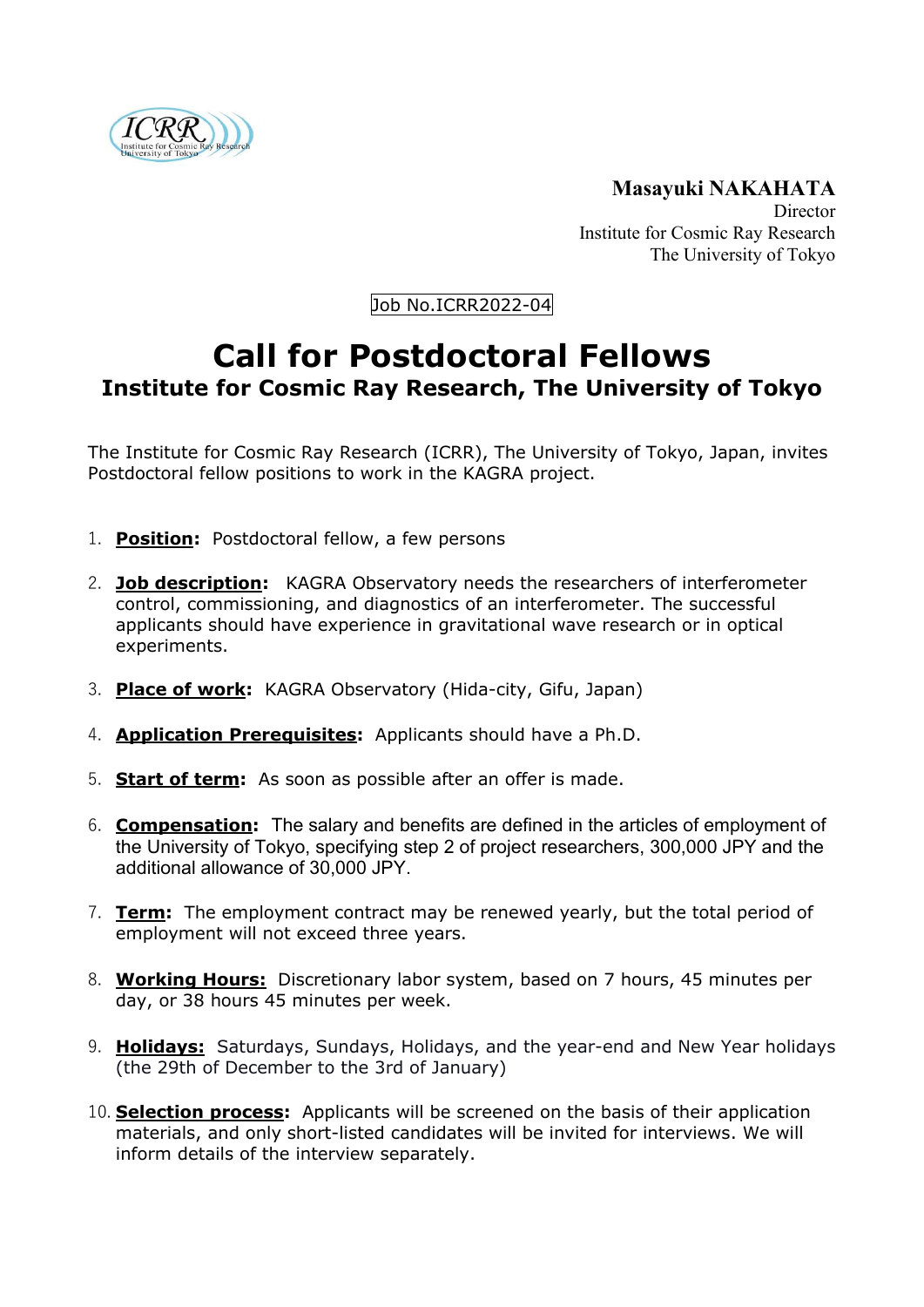**Masayuki NAKAHATA**
Director
Institute for Cosmic Ray Research
The University of Tokyo

Job No.ICRR2022-04

# Call for Postdoctoral Fellows

## Institute for Cosmic Ray Research, The University of Tokyo

The Institute for Cosmic Ray Research (ICRR), The University of Tokyo, Japan, invites Postdoctoral fellow positions to work in the KAGRA project.

1. **Position:** Postdoctoral fellow, a few persons

2. **Job description:** KAGRA Observatory needs the researchers of interferometer control, commissioning, and diagnostics of an interferometer. The successful applicants should have experience in gravitational wave research or in optical experiments.

3. **Place of work:** KAGRA Observatory (Hida-city, Gifu, Japan)

4. **Application Prerequisites:** Applicants should have a Ph.D.

5. **Start of term:** As soon as possible after an offer is made.

6. **Compensation:** The salary and benefits are defined in the articles of employment of the University of Tokyo, specifying step 2 of project researchers, 300,000 JPY and the additional allowance of 30,000 JPY.

7. **Term:** The employment contract may be renewed yearly, but the total period of employment will not exceed three years.

8. **Working Hours:** Discretionary labor system, based on 7 hours, 45 minutes per day, or 38 hours 45 minutes per week.

9. **Holidays:** Saturdays, Sundays, Holidays, and the year-end and New Year holidays (the 29th of December to the 3rd of January)

10. **Selection process:** Applicants will be screened on the basis of their application materials, and only short-listed candidates will be invited for interviews. We will inform details of the interview separately.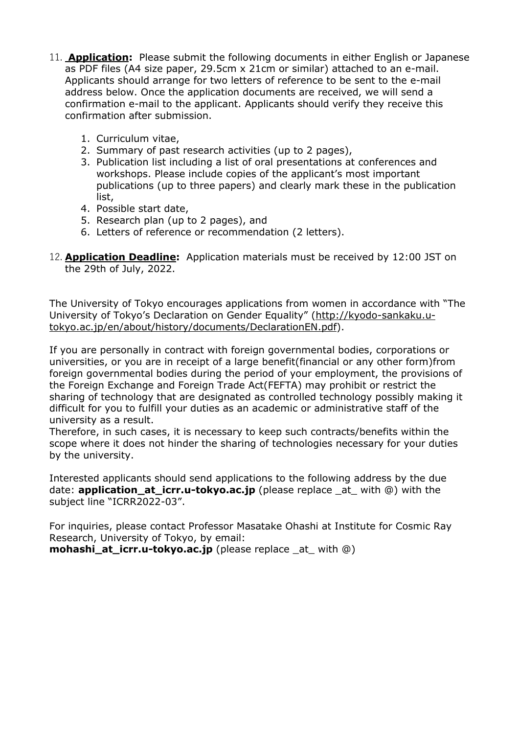11. **Application:** Please submit the following documents in either English or Japanese as PDF files (A4 size paper, 29.5cm x 21cm or similar) attached to an e-mail. Applicants should arrange for two letters of reference to be sent to the e-mail address below. Once the application documents are received, we will send a confirmation e-mail to the applicant. Applicants should verify they receive this confirmation after submission.

    1. Curriculum vitae,
    2. Summary of past research activities (up to 2 pages),
    3. Publication list including a list of oral presentations at conferences and workshops. Please include copies of the applicant's most important publications (up to three papers) and clearly mark these in the publication list,
    4. Possible start date,
    5. Research plan (up to 2 pages), and
    6. Letters of reference or recommendation (2 letters).

12. **Application Deadline:** Application materials must be received by 12:00 JST on the 29th of July, 2022.

The University of Tokyo encourages applications from women in accordance with "The University of Tokyo's Declaration on Gender Equality" (http://kyodo-sankaku.u-tokyo.ac.jp/en/about/history/documents/DeclarationEN.pdf).

If you are personally in contract with foreign governmental bodies, corporations or universities, or you are in receipt of a large benefit(financial or any other form)from foreign governmental bodies during the period of your employment, the provisions of the Foreign Exchange and Foreign Trade Act(FEFTA) may prohibit or restrict the sharing of technology that are designated as controlled technology possibly making it difficult for you to fulfill your duties as an academic or administrative staff of the university as a result.
Therefore, in such cases, it is necessary to keep such contracts/benefits within the scope where it does not hinder the sharing of technologies necessary for your duties by the university.

Interested applicants should send applications to the following address by the due date: **application_at_icrr.u-tokyo.ac.jp** (please replace _at_ with @) with the subject line "ICRR2022-03".

For inquiries, please contact Professor Masatake Ohashi at Institute for Cosmic Ray Research, University of Tokyo, by email:
**mohashi_at_icrr.u-tokyo.ac.jp** (please replace _at_ with @)